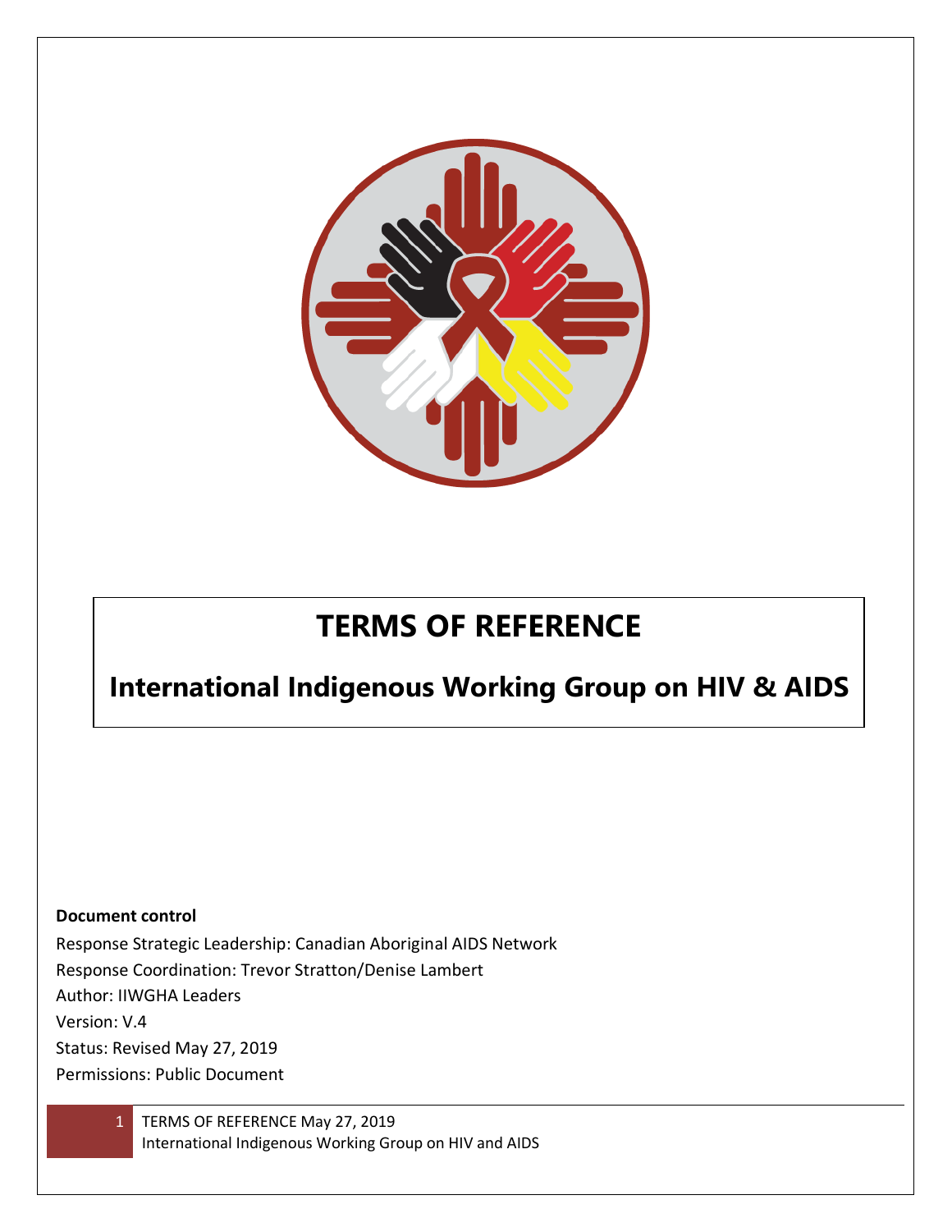# TERMS OF REFERENCE

## International Indigenous Working Group on HIV & AIDS

**Document control**

Response Strategic Leadership: Canadian Aboriginal AIDS Network
Response Coordination: Trevor Stratton/Denise Lambert
Author: IIWGHA Leaders
Version: V.4
Status: Revised May 27, 2019
Permissions: Public Document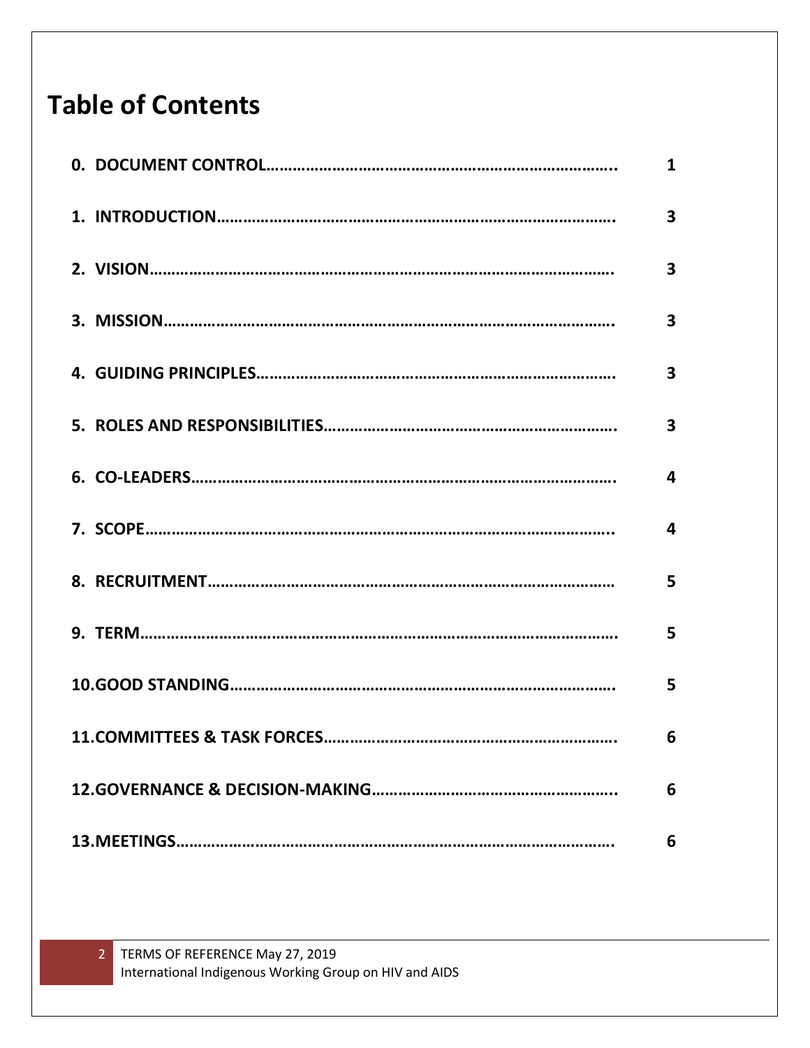# Table of Contents

| | |
|---|---|
| **0. DOCUMENT CONTROL………………………………………………………………..** | **1** |
| **1. INTRODUCTION……………………………………………………………………….** | **3** |
| **2. VISION……………………………………………………………………………………….** | **3** |
| **3. MISSION…………………………………………………………………………………….** | **3** |
| **4. GUIDING PRINCIPLES……………………………………………………………………** | **3** |
| **5. ROLES AND RESPONSIBILITIES……………………………………………………….** | **3** |
| **6. CO-LEADERS……………………………………………………………………………….** | **4** |
| **7. SCOPE……………………………………………………………………………………….** | **4** |
| **8. RECRUITMENT………………………………………………………………………………** | **5** |
| **9. TERM………………………………………………………………………………………….** | **5** |
| **10.GOOD STANDING……………………………………………………………………….** | **5** |
| **11.COMMITTEES & TASK FORCES……………………………………………………….** | **6** |
| **12.GOVERNANCE & DECISION-MAKING………………………………………………..** | **6** |
| **13.MEETINGS………………………………………………………………………………….** | **6** |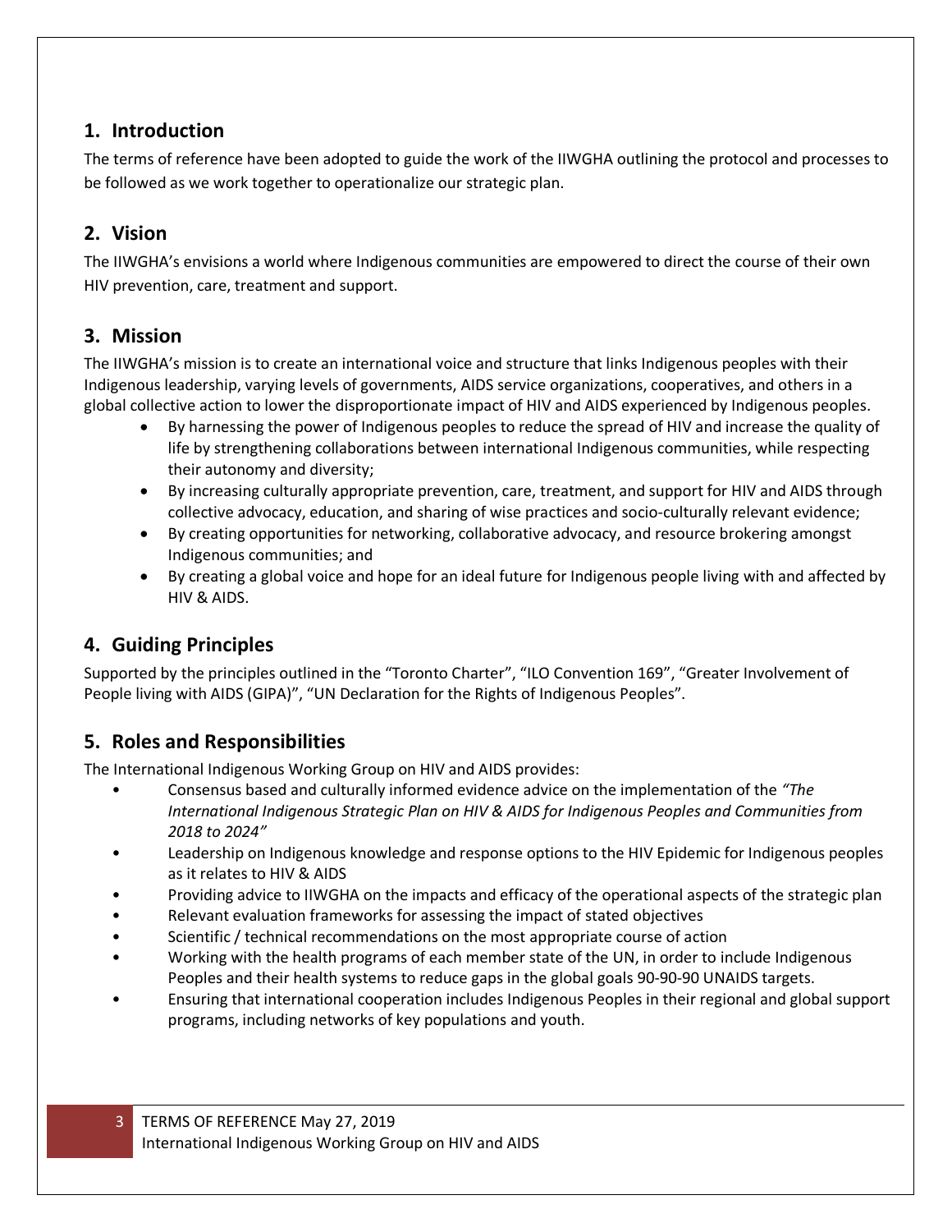## 1. Introduction

The terms of reference have been adopted to guide the work of the IIWGHA outlining the protocol and processes to be followed as we work together to operationalize our strategic plan.

## 2. Vision

The IIWGHA's envisions a world where Indigenous communities are empowered to direct the course of their own HIV prevention, care, treatment and support.

## 3. Mission

The IIWGHA's mission is to create an international voice and structure that links Indigenous peoples with their Indigenous leadership, varying levels of governments, AIDS service organizations, cooperatives, and others in a global collective action to lower the disproportionate impact of HIV and AIDS experienced by Indigenous peoples.

- By harnessing the power of Indigenous peoples to reduce the spread of HIV and increase the quality of life by strengthening collaborations between international Indigenous communities, while respecting their autonomy and diversity;
- By increasing culturally appropriate prevention, care, treatment, and support for HIV and AIDS through collective advocacy, education, and sharing of wise practices and socio-culturally relevant evidence;
- By creating opportunities for networking, collaborative advocacy, and resource brokering amongst Indigenous communities; and
- By creating a global voice and hope for an ideal future for Indigenous people living with and affected by HIV & AIDS.

## 4. Guiding Principles

Supported by the principles outlined in the "Toronto Charter", "ILO Convention 169", "Greater Involvement of People living with AIDS (GIPA)", "UN Declaration for the Rights of Indigenous Peoples".

## 5. Roles and Responsibilities

The International Indigenous Working Group on HIV and AIDS provides:

- Consensus based and culturally informed evidence advice on the implementation of the *"The International Indigenous Strategic Plan on HIV & AIDS for Indigenous Peoples and Communities from 2018 to 2024"*
- Leadership on Indigenous knowledge and response options to the HIV Epidemic for Indigenous peoples as it relates to HIV & AIDS
- Providing advice to IIWGHA on the impacts and efficacy of the operational aspects of the strategic plan
- Relevant evaluation frameworks for assessing the impact of stated objectives
- Scientific / technical recommendations on the most appropriate course of action
- Working with the health programs of each member state of the UN, in order to include Indigenous Peoples and their health systems to reduce gaps in the global goals 90-90-90 UNAIDS targets.
- Ensuring that international cooperation includes Indigenous Peoples in their regional and global support programs, including networks of key populations and youth.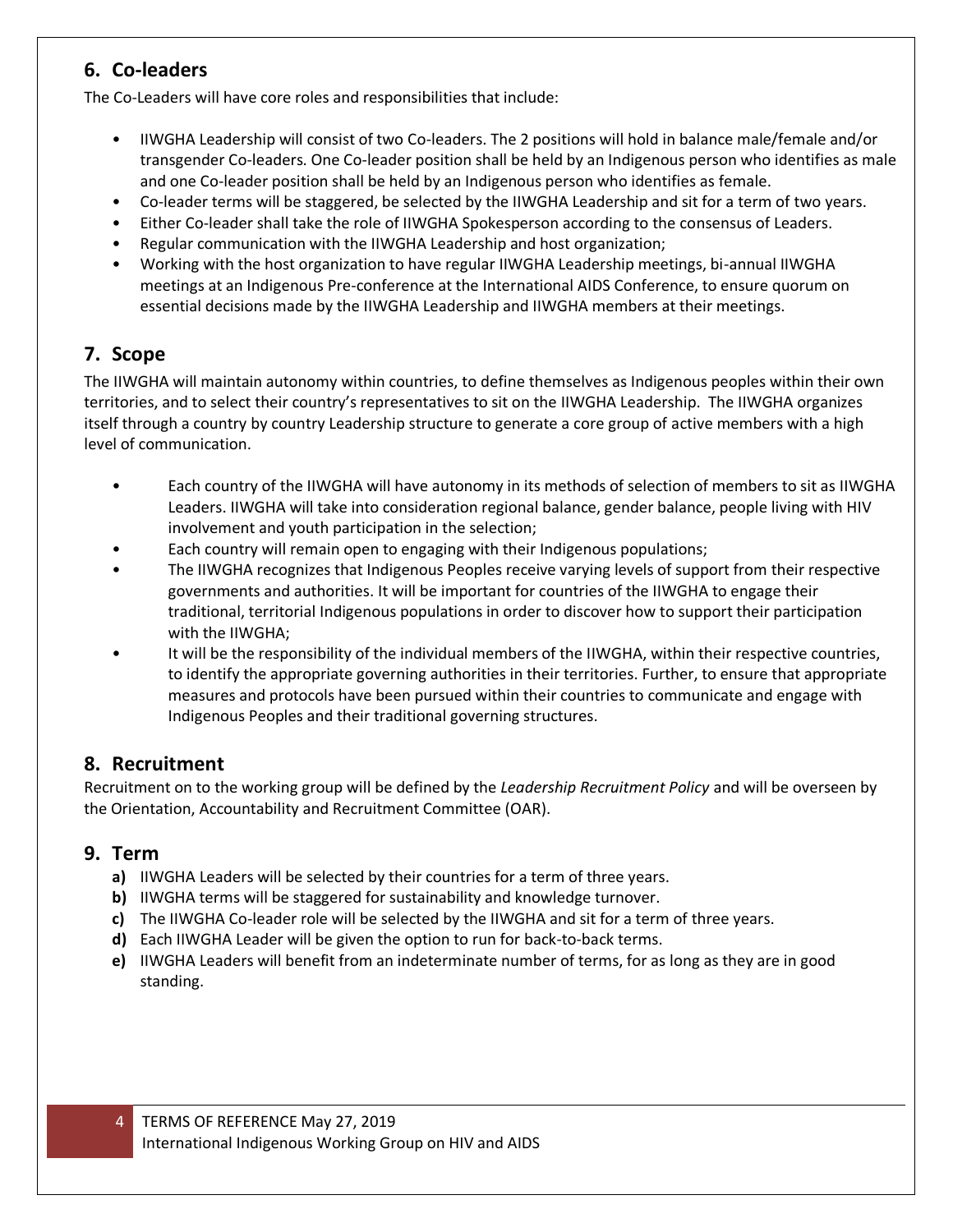## 6. Co-leaders

The Co-Leaders will have core roles and responsibilities that include:

- IIWGHA Leadership will consist of two Co-leaders. The 2 positions will hold in balance male/female and/or transgender Co-leaders. One Co-leader position shall be held by an Indigenous person who identifies as male and one Co-leader position shall be held by an Indigenous person who identifies as female.
- Co-leader terms will be staggered, be selected by the IIWGHA Leadership and sit for a term of two years.
- Either Co-leader shall take the role of IIWGHA Spokesperson according to the consensus of Leaders.
- Regular communication with the IIWGHA Leadership and host organization;
- Working with the host organization to have regular IIWGHA Leadership meetings, bi-annual IIWGHA meetings at an Indigenous Pre-conference at the International AIDS Conference, to ensure quorum on essential decisions made by the IIWGHA Leadership and IIWGHA members at their meetings.

## 7. Scope

The IIWGHA will maintain autonomy within countries, to define themselves as Indigenous peoples within their own territories, and to select their country's representatives to sit on the IIWGHA Leadership. The IIWGHA organizes itself through a country by country Leadership structure to generate a core group of active members with a high level of communication.

- Each country of the IIWGHA will have autonomy in its methods of selection of members to sit as IIWGHA Leaders. IIWGHA will take into consideration regional balance, gender balance, people living with HIV involvement and youth participation in the selection;
- Each country will remain open to engaging with their Indigenous populations;
- The IIWGHA recognizes that Indigenous Peoples receive varying levels of support from their respective governments and authorities. It will be important for countries of the IIWGHA to engage their traditional, territorial Indigenous populations in order to discover how to support their participation with the IIWGHA;
- It will be the responsibility of the individual members of the IIWGHA, within their respective countries, to identify the appropriate governing authorities in their territories. Further, to ensure that appropriate measures and protocols have been pursued within their countries to communicate and engage with Indigenous Peoples and their traditional governing structures.

## 8. Recruitment

Recruitment on to the working group will be defined by the *Leadership Recruitment Policy* and will be overseen by the Orientation, Accountability and Recruitment Committee (OAR).

## 9. Term

**a)** IIWGHA Leaders will be selected by their countries for a term of three years.
**b)** IIWGHA terms will be staggered for sustainability and knowledge turnover.
**c)** The IIWGHA Co-leader role will be selected by the IIWGHA and sit for a term of three years.
**d)** Each IIWGHA Leader will be given the option to run for back-to-back terms.
**e)** IIWGHA Leaders will benefit from an indeterminate number of terms, for as long as they are in good standing.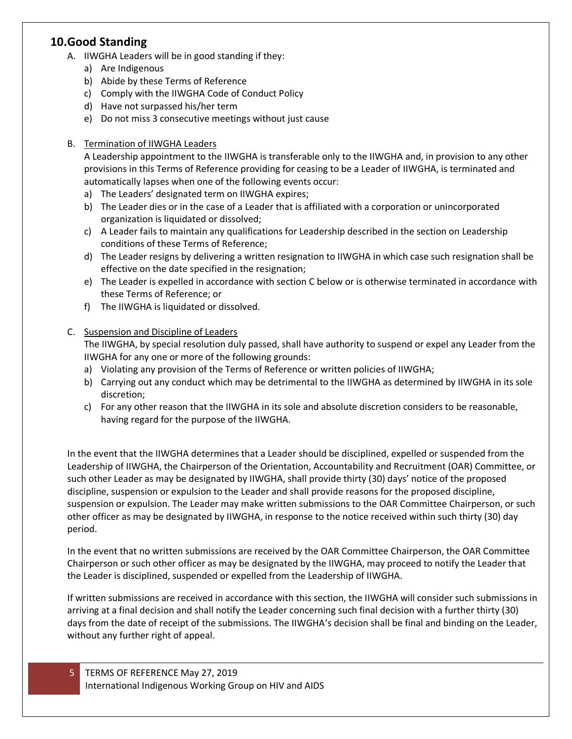## 10. Good Standing

A. IIWGHA Leaders will be in good standing if they:

   a) Are Indigenous
   b) Abide by these Terms of Reference
   c) Comply with the IIWGHA Code of Conduct Policy
   d) Have not surpassed his/her term
   e) Do not miss 3 consecutive meetings without just cause

B. <u>Termination of IIWGHA Leaders</u>

A Leadership appointment to the IIWGHA is transferable only to the IIWGHA and, in provision to any other provisions in this Terms of Reference providing for ceasing to be a Leader of IIWGHA, is terminated and automatically lapses when one of the following events occur:

   a) The Leaders' designated term on IIWGHA expires;
   b) The Leader dies or in the case of a Leader that is affiliated with a corporation or unincorporated organization is liquidated or dissolved;
   c) A Leader fails to maintain any qualifications for Leadership described in the section on Leadership conditions of these Terms of Reference;
   d) The Leader resigns by delivering a written resignation to IIWGHA in which case such resignation shall be effective on the date specified in the resignation;
   e) The Leader is expelled in accordance with section C below or is otherwise terminated in accordance with these Terms of Reference; or
   f) The IIWGHA is liquidated or dissolved.

C. <u>Suspension and Discipline of Leaders</u>

The IIWGHA, by special resolution duly passed, shall have authority to suspend or expel any Leader from the IIWGHA for any one or more of the following grounds:

   a) Violating any provision of the Terms of Reference or written policies of IIWGHA;
   b) Carrying out any conduct which may be detrimental to the IIWGHA as determined by IIWGHA in its sole discretion;
   c) For any other reason that the IIWGHA in its sole and absolute discretion considers to be reasonable, having regard for the purpose of the IIWGHA.

In the event that the IIWGHA determines that a Leader should be disciplined, expelled or suspended from the Leadership of IIWGHA, the Chairperson of the Orientation, Accountability and Recruitment (OAR) Committee, or such other Leader as may be designated by IIWGHA, shall provide thirty (30) days' notice of the proposed discipline, suspension or expulsion to the Leader and shall provide reasons for the proposed discipline, suspension or expulsion. The Leader may make written submissions to the OAR Committee Chairperson, or such other officer as may be designated by IIWGHA, in response to the notice received within such thirty (30) day period.

In the event that no written submissions are received by the OAR Committee Chairperson, the OAR Committee Chairperson or such other officer as may be designated by the IIWGHA, may proceed to notify the Leader that the Leader is disciplined, suspended or expelled from the Leadership of IIWGHA.

If written submissions are received in accordance with this section, the IIWGHA will consider such submissions in arriving at a final decision and shall notify the Leader concerning such final decision with a further thirty (30) days from the date of receipt of the submissions. The IIWGHA's decision shall be final and binding on the Leader, without any further right of appeal.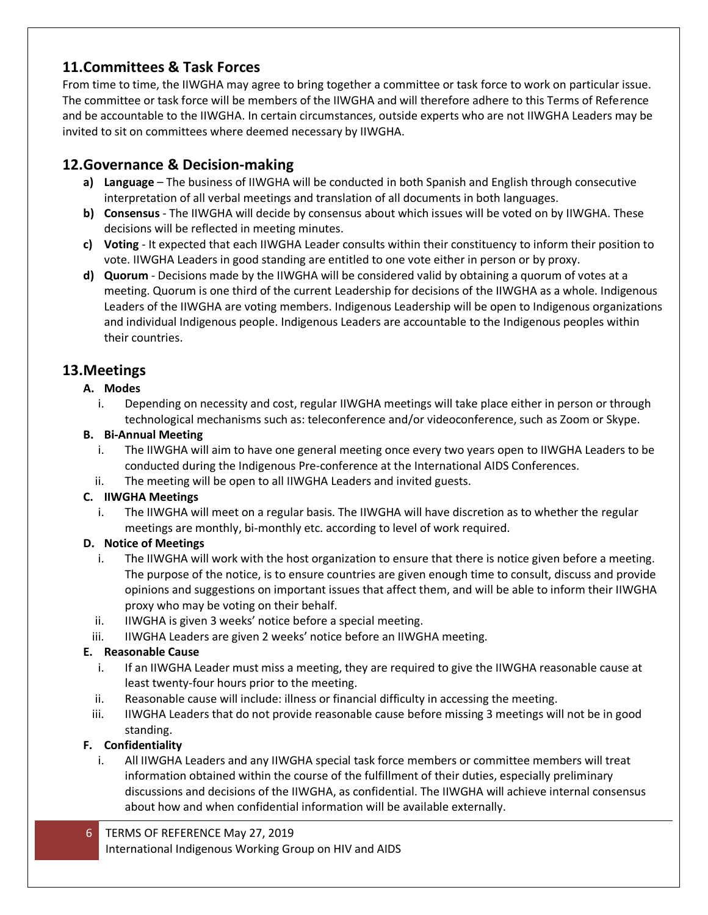## 11. Committees & Task Forces

From time to time, the IIWGHA may agree to bring together a committee or task force to work on particular issue. The committee or task force will be members of the IIWGHA and will therefore adhere to this Terms of Reference and be accountable to the IIWGHA. In certain circumstances, outside experts who are not IIWGHA Leaders may be invited to sit on committees where deemed necessary by IIWGHA.

## 12. Governance & Decision-making

a) **Language** – The business of IIWGHA will be conducted in both Spanish and English through consecutive interpretation of all verbal meetings and translation of all documents in both languages.

b) **Consensus** - The IIWGHA will decide by consensus about which issues will be voted on by IIWGHA. These decisions will be reflected in meeting minutes.

c) **Voting** - It expected that each IIWGHA Leader consults within their constituency to inform their position to vote. IIWGHA Leaders in good standing are entitled to one vote either in person or by proxy.

d) **Quorum** - Decisions made by the IIWGHA will be considered valid by obtaining a quorum of votes at a meeting. Quorum is one third of the current Leadership for decisions of the IIWGHA as a whole. Indigenous Leaders of the IIWGHA are voting members. Indigenous Leadership will be open to Indigenous organizations and individual Indigenous people. Indigenous Leaders are accountable to the Indigenous peoples within their countries.

## 13. Meetings

**A. Modes**

i. Depending on necessity and cost, regular IIWGHA meetings will take place either in person or through technological mechanisms such as: teleconference and/or videoconference, such as Zoom or Skype.

**B. Bi-Annual Meeting**

i. The IIWGHA will aim to have one general meeting once every two years open to IIWGHA Leaders to be conducted during the Indigenous Pre-conference at the International AIDS Conferences.

ii. The meeting will be open to all IIWGHA Leaders and invited guests.

**C. IIWGHA Meetings**

i. The IIWGHA will meet on a regular basis. The IIWGHA will have discretion as to whether the regular meetings are monthly, bi-monthly etc. according to level of work required.

**D. Notice of Meetings**

i. The IIWGHA will work with the host organization to ensure that there is notice given before a meeting. The purpose of the notice, is to ensure countries are given enough time to consult, discuss and provide opinions and suggestions on important issues that affect them, and will be able to inform their IIWGHA proxy who may be voting on their behalf.

ii. IIWGHA is given 3 weeks' notice before a special meeting.

iii. IIWGHA Leaders are given 2 weeks' notice before an IIWGHA meeting.

**E. Reasonable Cause**

i. If an IIWGHA Leader must miss a meeting, they are required to give the IIWGHA reasonable cause at least twenty-four hours prior to the meeting.

ii. Reasonable cause will include: illness or financial difficulty in accessing the meeting.

iii. IIWGHA Leaders that do not provide reasonable cause before missing 3 meetings will not be in good standing.

**F. Confidentiality**

i. All IIWGHA Leaders and any IIWGHA special task force members or committee members will treat information obtained within the course of the fulfillment of their duties, especially preliminary discussions and decisions of the IIWGHA, as confidential. The IIWGHA will achieve internal consensus about how and when confidential information will be available externally.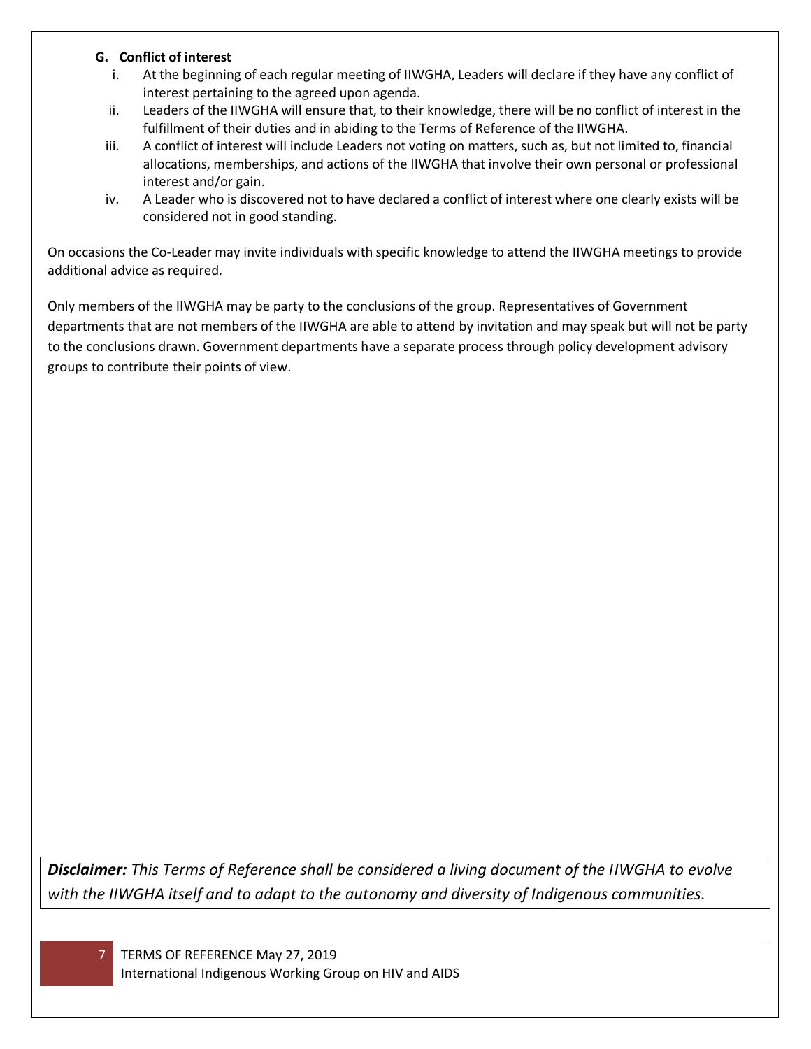### G. Conflict of interest

i. At the beginning of each regular meeting of IIWGHA, Leaders will declare if they have any conflict of interest pertaining to the agreed upon agenda.

ii. Leaders of the IIWGHA will ensure that, to their knowledge, there will be no conflict of interest in the fulfillment of their duties and in abiding to the Terms of Reference of the IIWGHA.

iii. A conflict of interest will include Leaders not voting on matters, such as, but not limited to, financial allocations, memberships, and actions of the IIWGHA that involve their own personal or professional interest and/or gain.

iv. A Leader who is discovered not to have declared a conflict of interest where one clearly exists will be considered not in good standing.

On occasions the Co-Leader may invite individuals with specific knowledge to attend the IIWGHA meetings to provide additional advice as required.

Only members of the IIWGHA may be party to the conclusions of the group. Representatives of Government departments that are not members of the IIWGHA are able to attend by invitation and may speak but will not be party to the conclusions drawn. Government departments have a separate process through policy development advisory groups to contribute their points of view.

***Disclaimer:*** *This Terms of Reference shall be considered a living document of the IIWGHA to evolve with the IIWGHA itself and to adapt to the autonomy and diversity of Indigenous communities.*